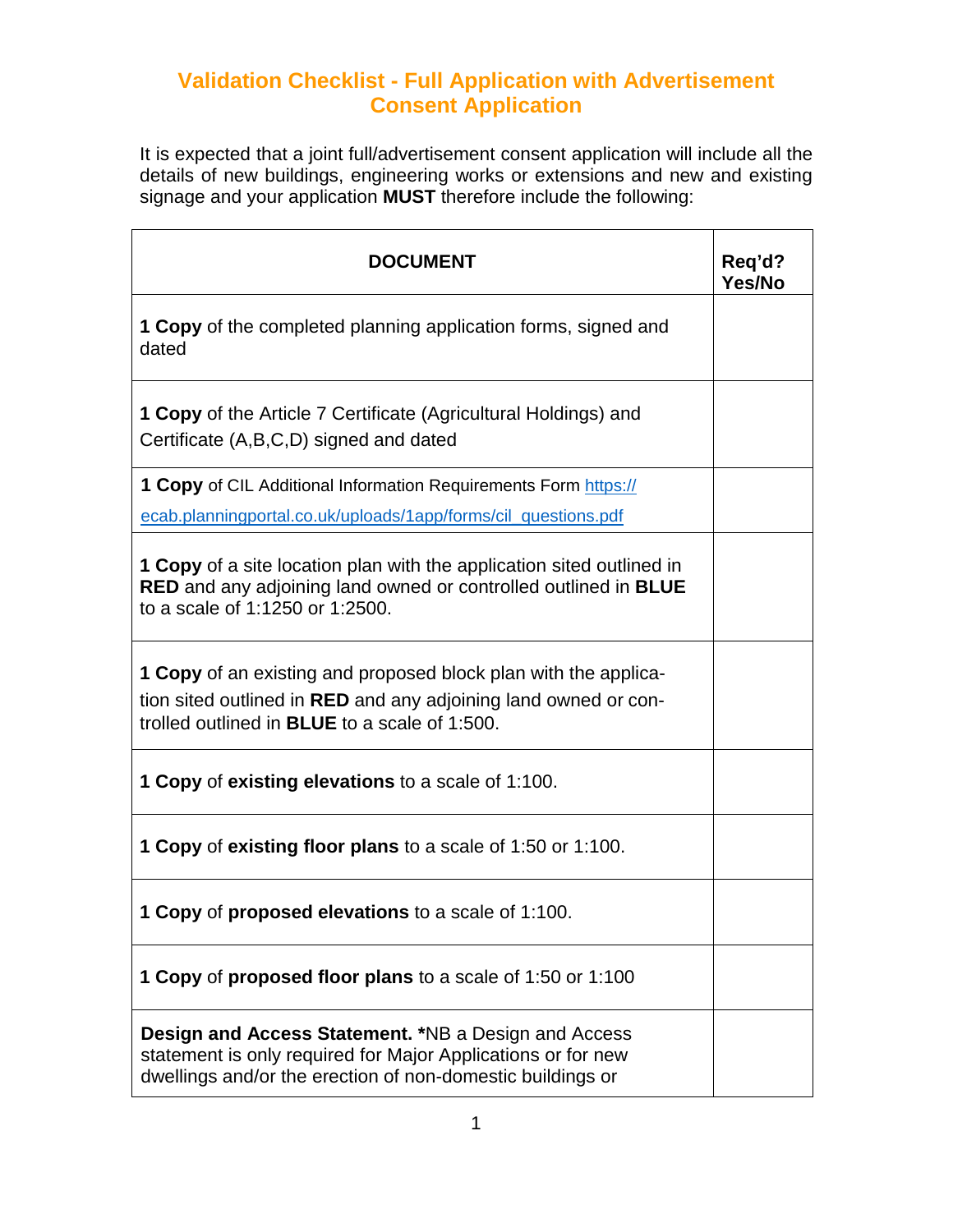# Validation Checklist - Full Application with Advertisement Consent Application

It is expected that a joint full/advertisement consent application will include all the details of new buildings, engineering works or extensions and new and existing signage and your application **MUST** therefore include the following:

| DOCUMENT | Req'd? Yes/No |
|---|---|
| **1 Copy** of the completed planning application forms, signed and dated | |
| **1 Copy** of the Article 7 Certificate (Agricultural Holdings) and Certificate (A,B,C,D) signed and dated | |
| **1 Copy** of CIL Additional Information Requirements Form https://ecab.planningportal.co.uk/uploads/1app/forms/cil_questions.pdf | |
| **1 Copy** of a site location plan with the application sited outlined in **RED** and any adjoining land owned or controlled outlined in **BLUE** to a scale of 1:1250 or 1:2500. | |
| **1 Copy** of an existing and proposed block plan with the application sited outlined in **RED** and any adjoining land owned or controlled outlined in **BLUE** to a scale of 1:500. | |
| **1 Copy** of **existing elevations** to a scale of 1:100. | |
| **1 Copy** of **existing floor plans** to a scale of 1:50 or 1:100. | |
| **1 Copy** of **proposed elevations** to a scale of 1:100. | |
| **1 Copy** of **proposed floor plans** to a scale of 1:50 or 1:100 | |
| **Design and Access Statement. \***NB a Design and Access statement is only required for Major Applications or for new dwellings and/or the erection of non-domestic buildings or | |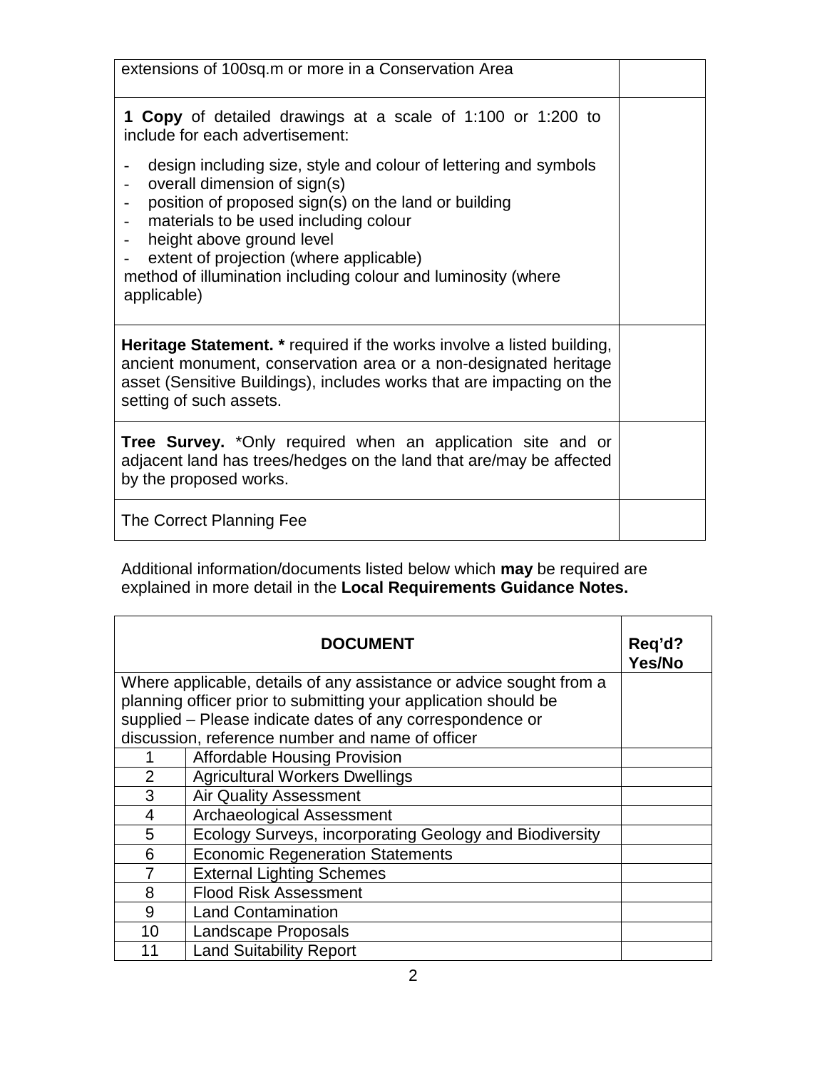| | |
|---|---|
| extensions of 100sq.m or more in a Conservation Area | |
| **1 Copy** of detailed drawings at a scale of 1:100 or 1:200 to include for each advertisement:<br>- design including size, style and colour of lettering and symbols<br>- overall dimension of sign(s)<br>- position of proposed sign(s) on the land or building<br>- materials to be used including colour<br>- height above ground level<br>- extent of projection (where applicable)<br>method of illumination including colour and luminosity (where applicable) | |
| **Heritage Statement. *** required if the works involve a listed building, ancient monument, conservation area or a non-designated heritage asset (Sensitive Buildings), includes works that are impacting on the setting of such assets. | |
| **Tree Survey.** *Only required when an application site and or adjacent land has trees/hedges on the land that are/may be affected by the proposed works. | |
| The Correct Planning Fee | |

Additional information/documents listed below which **may** be required are explained in more detail in the **Local Requirements Guidance Notes.**

| **DOCUMENT** | | **Req'd? Yes/No** |
|---|---|---|
| Where applicable, details of any assistance or advice sought from a planning officer prior to submitting your application should be supplied – Please indicate dates of any correspondence or discussion, reference number and name of officer | | |
| 1 | Affordable Housing Provision | |
| 2 | Agricultural Workers Dwellings | |
| 3 | Air Quality Assessment | |
| 4 | Archaeological Assessment | |
| 5 | Ecology Surveys, incorporating Geology and Biodiversity | |
| 6 | Economic Regeneration Statements | |
| 7 | External Lighting Schemes | |
| 8 | Flood Risk Assessment | |
| 9 | Land Contamination | |
| 10 | Landscape Proposals | |
| 11 | Land Suitability Report | |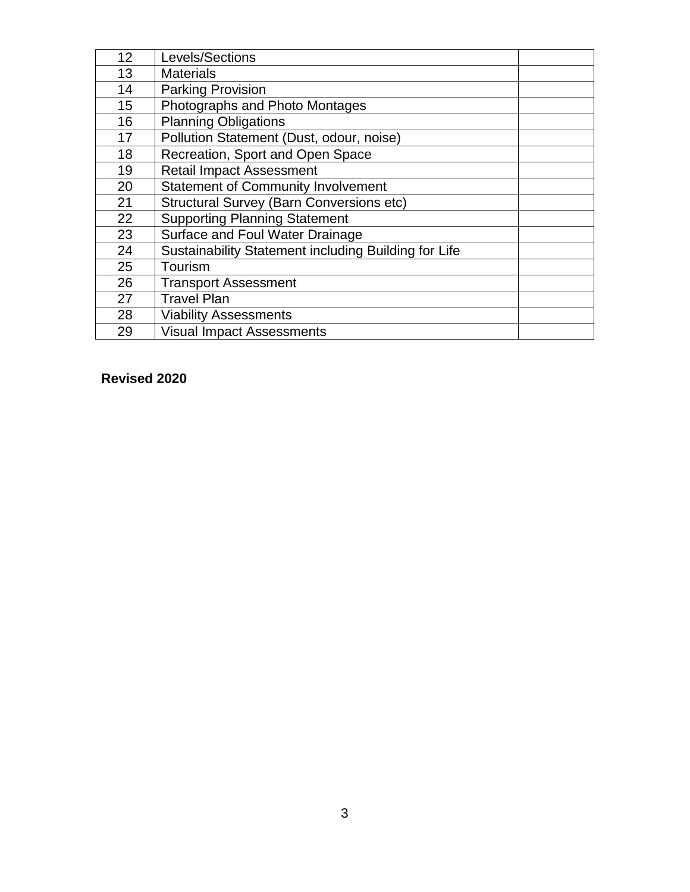| | | |
|---|---|---|
| 12 | Levels/Sections | |
| 13 | Materials | |
| 14 | Parking Provision | |
| 15 | Photographs and Photo Montages | |
| 16 | Planning Obligations | |
| 17 | Pollution Statement (Dust, odour, noise) | |
| 18 | Recreation, Sport and Open Space | |
| 19 | Retail Impact Assessment | |
| 20 | Statement of Community Involvement | |
| 21 | Structural Survey (Barn Conversions etc) | |
| 22 | Supporting Planning Statement | |
| 23 | Surface and Foul Water Drainage | |
| 24 | Sustainability Statement including Building for Life | |
| 25 | Tourism | |
| 26 | Transport Assessment | |
| 27 | Travel Plan | |
| 28 | Viability Assessments | |
| 29 | Visual Impact Assessments | |

**Revised 2020**